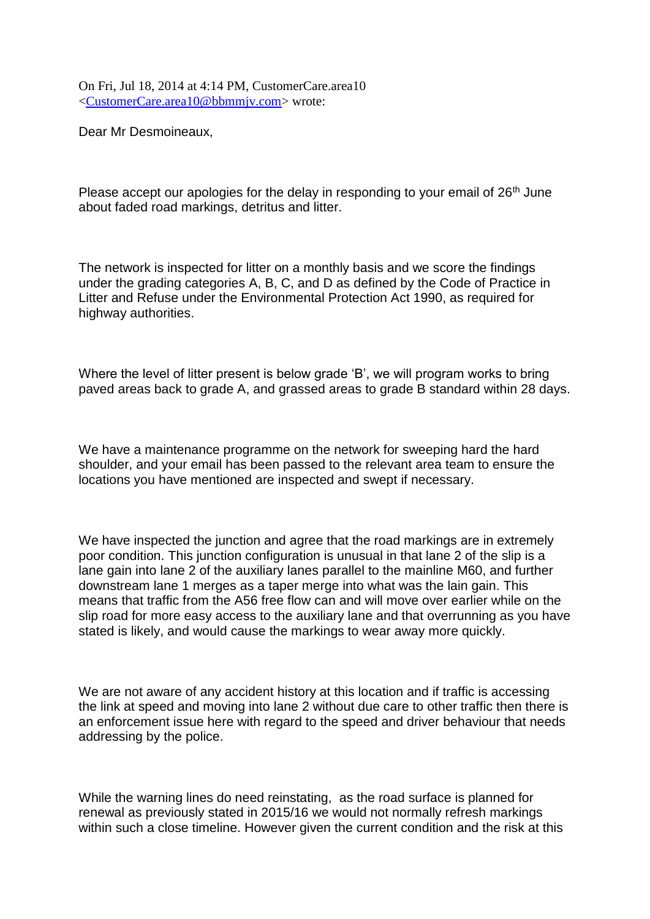On Fri, Jul 18, 2014 at 4:14 PM, CustomerCare.area10 <CustomerCare.area10@bbmmjv.com> wrote:

Dear Mr Desmoineaux,

Please accept our apologies for the delay in responding to your email of 26th June about faded road markings, detritus and litter.

The network is inspected for litter on a monthly basis and we score the findings under the grading categories A, B, C, and D as defined by the Code of Practice in Litter and Refuse under the Environmental Protection Act 1990, as required for highway authorities.

Where the level of litter present is below grade 'B', we will program works to bring paved areas back to grade A, and grassed areas to grade B standard within 28 days.

We have a maintenance programme on the network for sweeping hard the hard shoulder, and your email has been passed to the relevant area team to ensure the locations you have mentioned are inspected and swept if necessary.

We have inspected the junction and agree that the road markings are in extremely poor condition. This junction configuration is unusual in that lane 2 of the slip is a lane gain into lane 2 of the auxiliary lanes parallel to the mainline M60, and further downstream lane 1 merges as a taper merge into what was the lain gain. This means that traffic from the A56 free flow can and will move over earlier while on the slip road for more easy access to the auxiliary lane and that overrunning as you have stated is likely, and would cause the markings to wear away more quickly.

We are not aware of any accident history at this location and if traffic is accessing the link at speed and moving into lane 2 without due care to other traffic then there is an enforcement issue here with regard to the speed and driver behaviour that needs addressing by the police.

While the warning lines do need reinstating, as the road surface is planned for renewal as previously stated in 2015/16 we would not normally refresh markings within such a close timeline. However given the current condition and the risk at this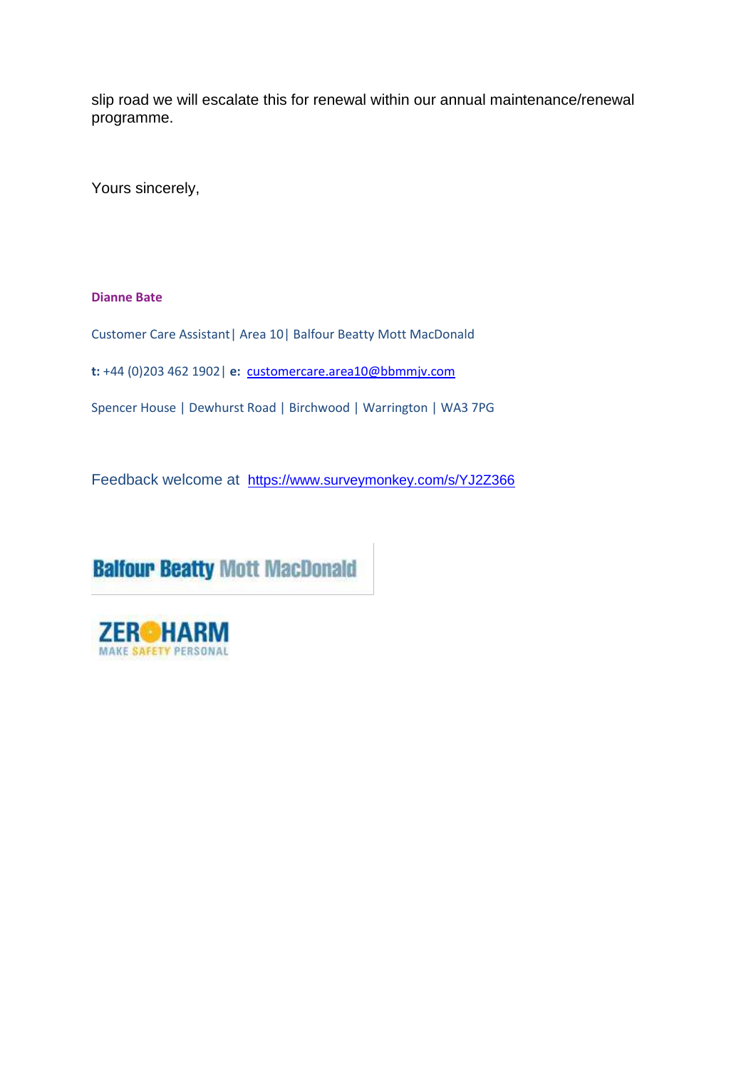slip road we will escalate this for renewal within our annual maintenance/renewal programme.

Yours sincerely,

**Dianne Bate**

Customer Care Assistant| Area 10| Balfour Beatty Mott MacDonald

**t:** +44 (0)203 462 1902| **e:** customercare.area10@bbmmjv.com

Spencer House | Dewhurst Road | Birchwood | Warrington | WA3 7PG

Feedback welcome at https://www.surveymonkey.com/s/YJ2Z366

Balfour Beatty Mott MacDonald

ZERO HARM
MAKE SAFETY PERSONAL